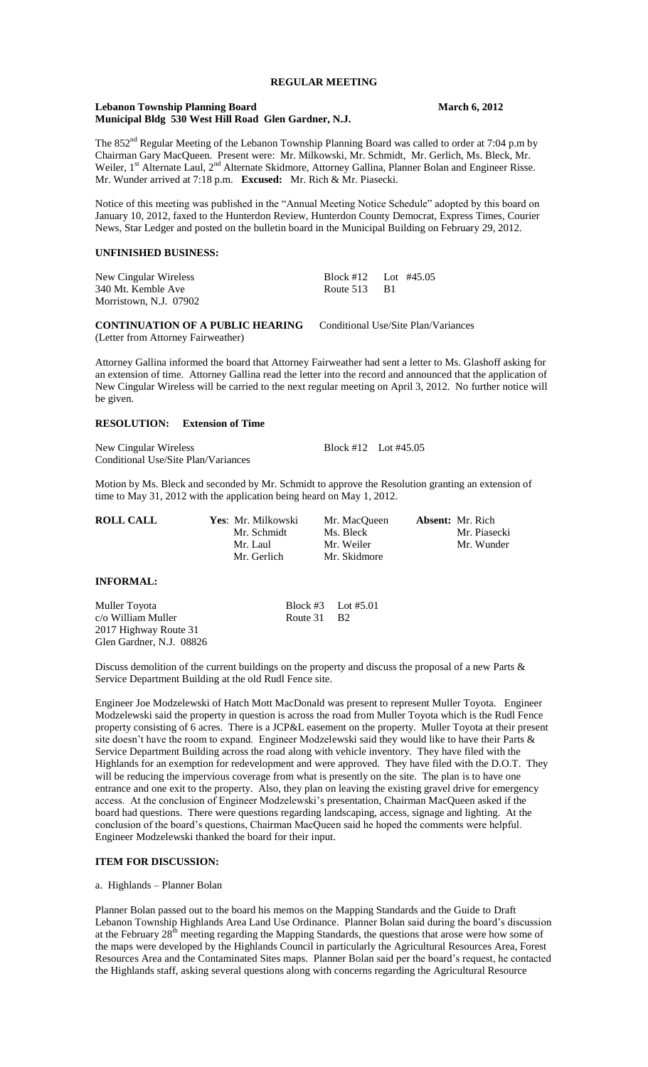# REGULAR MEETING

**Lebanon Township Planning Board** **March 6, 2012**
**Municipal Bldg 530 West Hill Road Glen Gardner, N.J.**

The 852[nd] Regular Meeting of the Lebanon Township Planning Board was called to order at 7:04 p.m by Chairman Gary MacQueen. Present were: Mr. Milkowski, Mr. Schmidt, Mr. Gerlich, Ms. Bleck, Mr. Weiler, 1[st] Alternate Laul, 2[nd] Alternate Skidmore, Attorney Gallina, Planner Bolan and Engineer Risse. Mr. Wunder arrived at 7:18 p.m. **Excused:** Mr. Rich & Mr. Piasecki.

Notice of this meeting was published in the "Annual Meeting Notice Schedule" adopted by this board on January 10, 2012, faxed to the Hunterdon Review, Hunterdon County Democrat, Express Times, Courier News, Star Ledger and posted on the bulletin board in the Municipal Building on February 29, 2012.

## UNFINISHED BUSINESS:

New Cingular Wireless | Block #12 Lot #45.05
340 Mt. Kemble Ave | Route 513 B1
Morristown, N.J. 07902

**CONTINUATION OF A PUBLIC HEARING** Conditional Use/Site Plan/Variances
(Letter from Attorney Fairweather)

Attorney Gallina informed the board that Attorney Fairweather had sent a letter to Ms. Glashoff asking for an extension of time. Attorney Gallina read the letter into the record and announced that the application of New Cingular Wireless will be carried to the next regular meeting on April 3, 2012. No further notice will be given.

## RESOLUTION: Extension of Time

New Cingular Wireless | Block #12 Lot #45.05
Conditional Use/Site Plan/Variances

Motion by Ms. Bleck and seconded by Mr. Schmidt to approve the Resolution granting an extension of time to May 31, 2012 with the application being heard on May 1, 2012.

| **ROLL CALL** | **Yes**: Mr. Milkowski | Mr. MacQueen | **Absent:** Mr. Rich |
|---|---|---|---|
| | Mr. Schmidt | Ms. Bleck | Mr. Piasecki |
| | Mr. Laul | Mr. Weiler | Mr. Wunder |
| | Mr. Gerlich | Mr. Skidmore | |

## INFORMAL:

Muller Toyota | Block #3 Lot #5.01
c/o William Muller | Route 31 B2
2017 Highway Route 31
Glen Gardner, N.J. 08826

Discuss demolition of the current buildings on the property and discuss the proposal of a new Parts & Service Department Building at the old Rudl Fence site.

Engineer Joe Modzelewski of Hatch Mott MacDonald was present to represent Muller Toyota. Engineer Modzelewski said the property in question is across the road from Muller Toyota which is the Rudl Fence property consisting of 6 acres. There is a JCP&L easement on the property. Muller Toyota at their present site doesn't have the room to expand. Engineer Modzelewski said they would like to have their Parts & Service Department Building across the road along with vehicle inventory. They have filed with the Highlands for an exemption for redevelopment and were approved. They have filed with the D.O.T. They will be reducing the impervious coverage from what is presently on the site. The plan is to have one entrance and one exit to the property. Also, they plan on leaving the existing gravel drive for emergency access. At the conclusion of Engineer Modzelewski's presentation, Chairman MacQueen asked if the board had questions. There were questions regarding landscaping, access, signage and lighting. At the conclusion of the board's questions, Chairman MacQueen said he hoped the comments were helpful. Engineer Modzelewski thanked the board for their input.

## ITEM FOR DISCUSSION:

a. Highlands – Planner Bolan

Planner Bolan passed out to the board his memos on the Mapping Standards and the Guide to Draft Lebanon Township Highlands Area Land Use Ordinance. Planner Bolan said during the board's discussion at the February 28[th] meeting regarding the Mapping Standards, the questions that arose were how some of the maps were developed by the Highlands Council in particularly the Agricultural Resources Area, Forest Resources Area and the Contaminated Sites maps. Planner Bolan said per the board's request, he contacted the Highlands staff, asking several questions along with concerns regarding the Agricultural Resource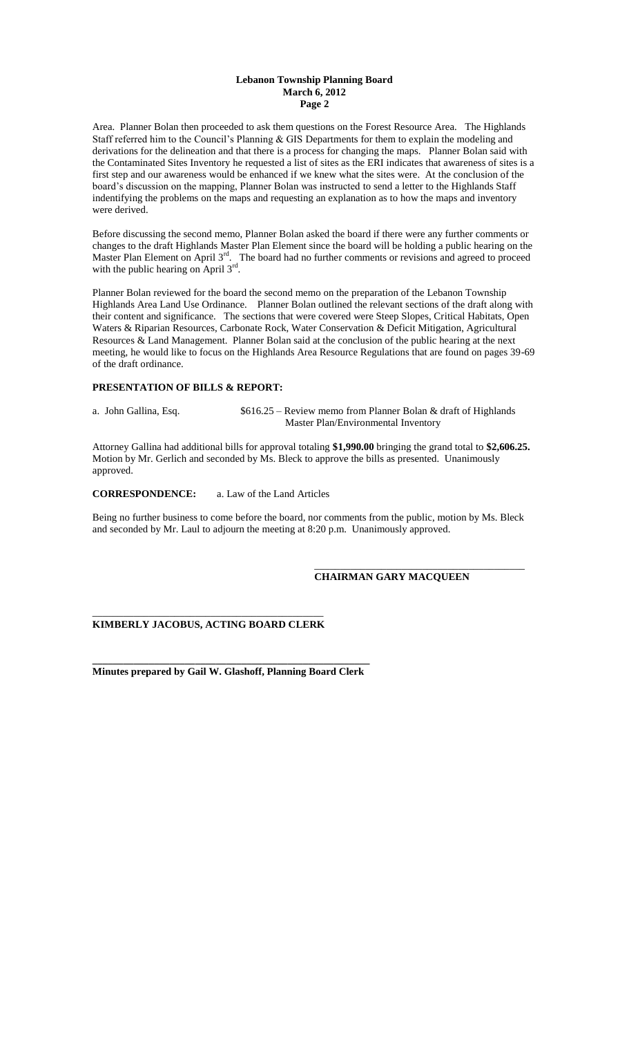Area. Planner Bolan then proceeded to ask them questions on the Forest Resource Area. The Highlands Staff referred him to the Council's Planning & GIS Departments for them to explain the modeling and derivations for the delineation and that there is a process for changing the maps. Planner Bolan said with the Contaminated Sites Inventory he requested a list of sites as the ERI indicates that awareness of sites is a first step and our awareness would be enhanced if we knew what the sites were. At the conclusion of the board's discussion on the mapping, Planner Bolan was instructed to send a letter to the Highlands Staff indentifying the problems on the maps and requesting an explanation as to how the maps and inventory were derived.

Before discussing the second memo, Planner Bolan asked the board if there were any further comments or changes to the draft Highlands Master Plan Element since the board will be holding a public hearing on the Master Plan Element on April 3rd. The board had no further comments or revisions and agreed to proceed with the public hearing on April 3rd.

Planner Bolan reviewed for the board the second memo on the preparation of the Lebanon Township Highlands Area Land Use Ordinance. Planner Bolan outlined the relevant sections of the draft along with their content and significance. The sections that were covered were Steep Slopes, Critical Habitats, Open Waters & Riparian Resources, Carbonate Rock, Water Conservation & Deficit Mitigation, Agricultural Resources & Land Management. Planner Bolan said at the conclusion of the public hearing at the next meeting, he would like to focus on the Highlands Area Resource Regulations that are found on pages 39-69 of the draft ordinance.

**PRESENTATION OF BILLS & REPORT:**

a. John Gallina, Esq. $616.25 – Review memo from Planner Bolan & draft of Highlands Master Plan/Environmental Inventory

Attorney Gallina had additional bills for approval totaling **$1,990.00** bringing the grand total to **$2,606.25.** Motion by Mr. Gerlich and seconded by Ms. Bleck to approve the bills as presented. Unanimously approved.

**CORRESPONDENCE:** a. Law of the Land Articles

Being no further business to come before the board, nor comments from the public, motion by Ms. Bleck and seconded by Mr. Laul to adjourn the meeting at 8:20 p.m. Unanimously approved.

\_\_\_\_\_\_\_\_\_\_\_\_\_\_\_\_\_\_\_\_\_\_\_\_\_\_\_\_\_\_\_\_\_\_\_\_\_\_\_\_

**CHAIRMAN GARY MACQUEEN**

\_\_\_\_\_\_\_\_\_\_\_\_\_\_\_\_\_\_\_\_\_\_\_\_\_\_\_\_\_\_\_\_\_\_\_\_\_\_\_\_

**KIMBERLY JACOBUS, ACTING BOARD CLERK**

\_\_\_\_\_\_\_\_\_\_\_\_\_\_\_\_\_\_\_\_\_\_\_\_\_\_\_\_\_\_\_\_\_\_\_\_\_\_\_\_

**Minutes prepared by Gail W. Glashoff, Planning Board Clerk**